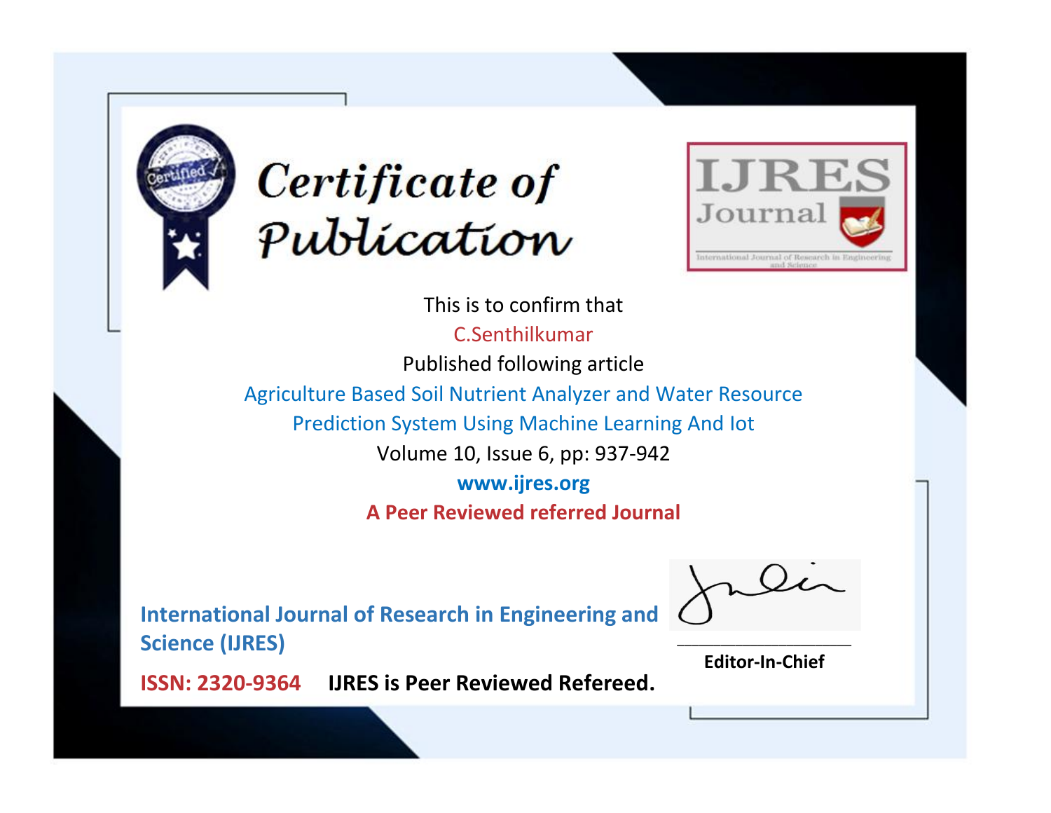# Certificate of Publication

IJRES Journal

International Journal of Research in Engineering and Science

This is to confirm that

C.Senthilkumar

Published following article

Agriculture Based Soil Nutrient Analyzer and Water Resource Prediction System Using Machine Learning And Iot

Volume 10, Issue 6, pp: 937-942

**www.ijres.org**

**A Peer Reviewed referred Journal**

**International Journal of Research in Engineering and Science (IJRES)**

**ISSN: 2320-9364** **IJRES is Peer Reviewed Refereed.**

**Editor-In-Chief**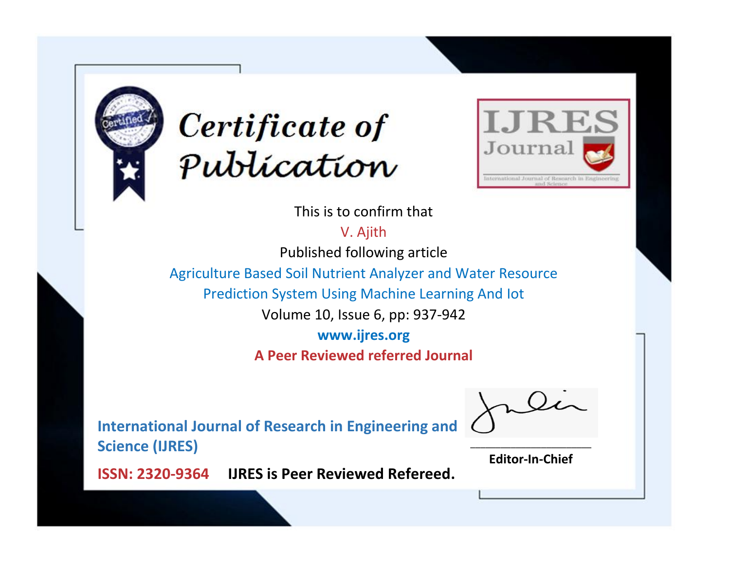# Certificate of Publication

**IJRES Journal**

International Journal of Research in Engineering and Science

This is to confirm that

V. Ajith

Published following article

Agriculture Based Soil Nutrient Analyzer and Water Resource Prediction System Using Machine Learning And Iot

Volume 10, Issue 6, pp: 937-942

**www.ijres.org**

**A Peer Reviewed referred Journal**

**International Journal of Research in Engineering and Science (IJRES)**

**ISSN: 2320-9364** **IJRES is Peer Reviewed Refereed.**

**Editor-In-Chief**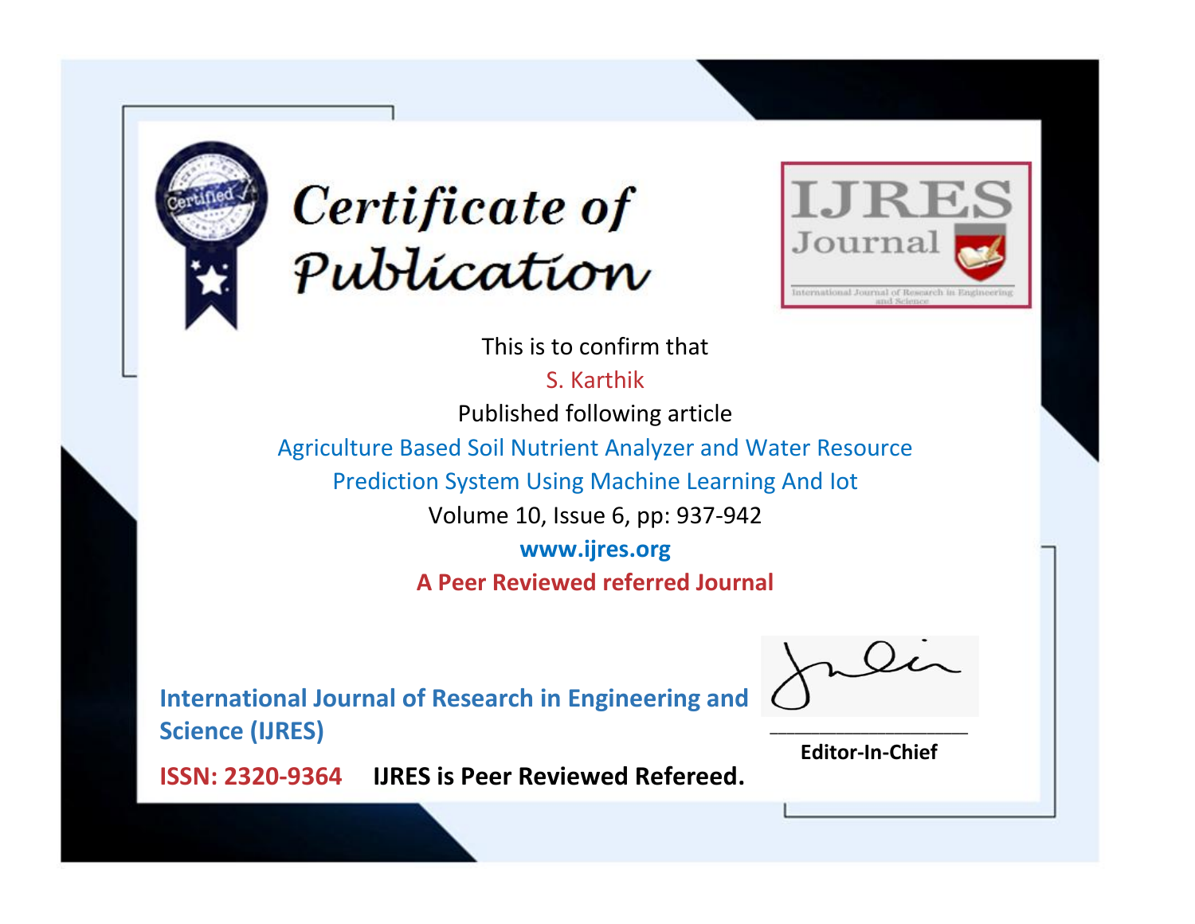# Certificate of Publication

IJRES Journal

International Journal of Research in Engineering and Science

This is to confirm that

S. Karthik

Published following article

Agriculture Based Soil Nutrient Analyzer and Water Resource Prediction System Using Machine Learning And Iot

Volume 10, Issue 6, pp: 937-942

**www.ijres.org**

**A Peer Reviewed referred Journal**

**International Journal of Research in Engineering and Science (IJRES)**

**ISSN: 2320-9364** **IJRES is Peer Reviewed Refereed.**

**Editor-In-Chief**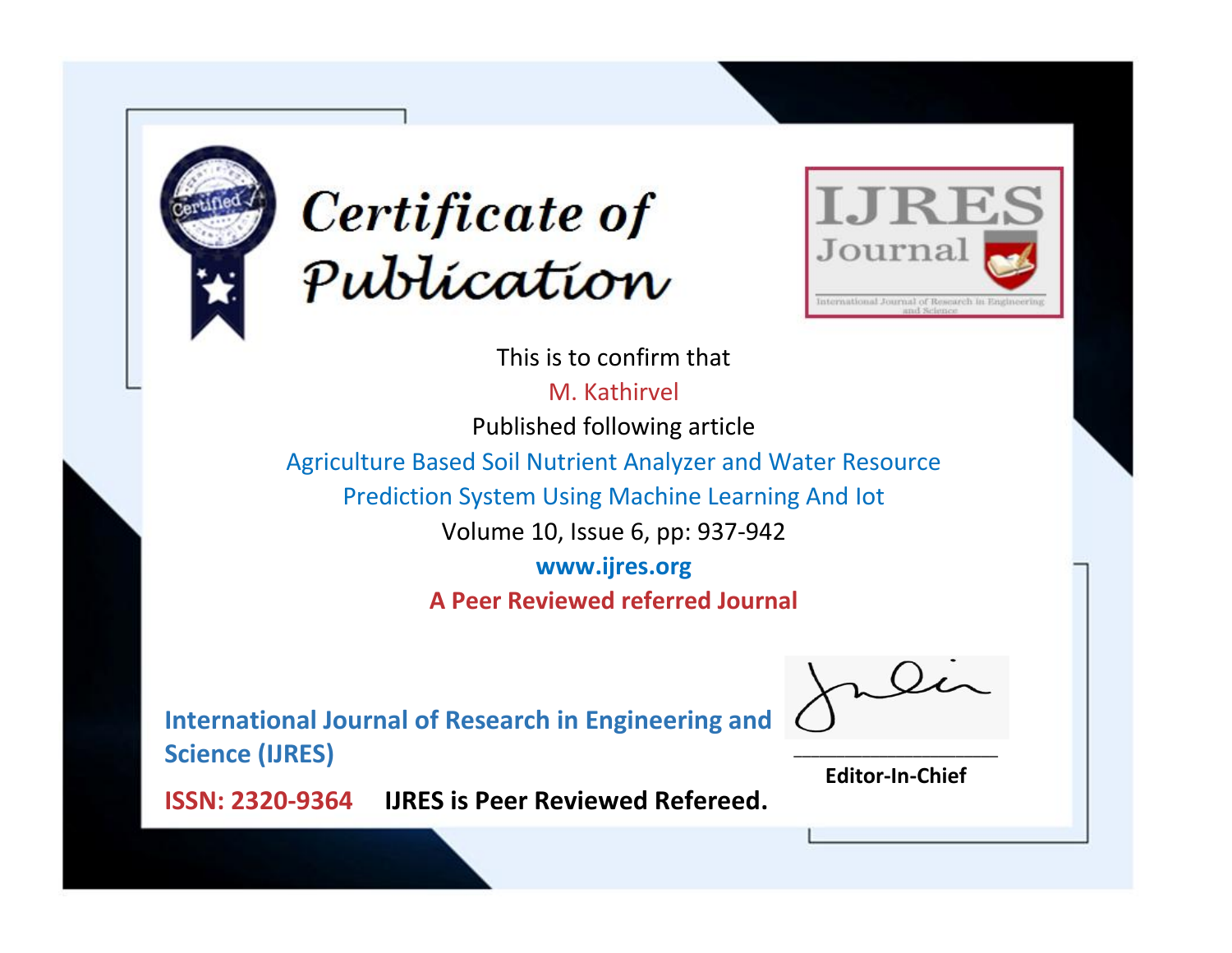# Certificate of Publication

IJRES Journal

International Journal of Research in Engineering and Science

This is to confirm that

M. Kathirvel

Published following article

Agriculture Based Soil Nutrient Analyzer and Water Resource Prediction System Using Machine Learning And Iot

Volume 10, Issue 6, pp: 937-942

**www.ijres.org**

**A Peer Reviewed referred Journal**

**International Journal of Research in Engineering and Science (IJRES)**

**ISSN: 2320-9364** **IJRES is Peer Reviewed Refereed.**

**Editor-In-Chief**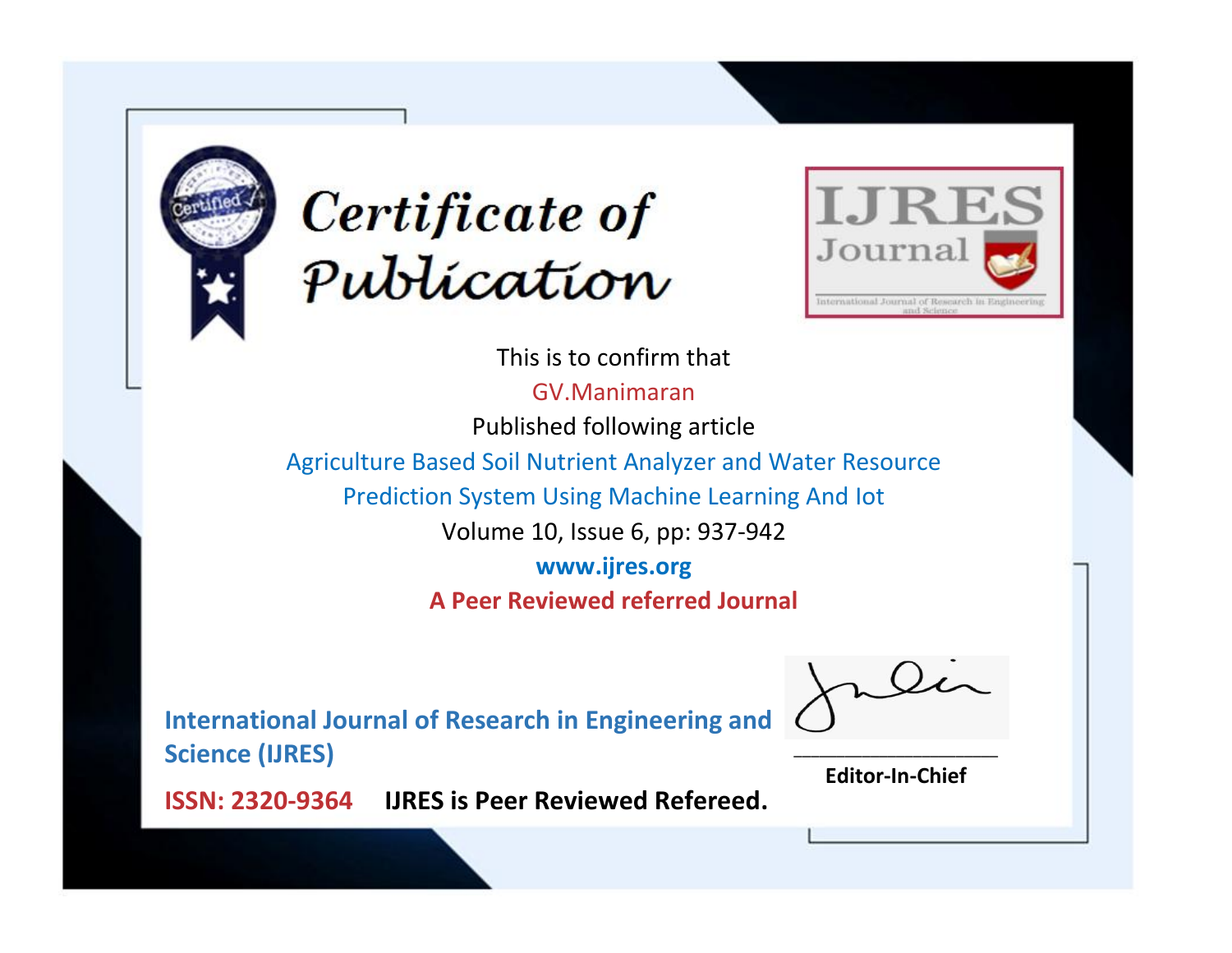# Certificate of Publication

IJRES Journal

International Journal of Research in Engineering and Science

This is to confirm that

GV.Manimaran

Published following article

Agriculture Based Soil Nutrient Analyzer and Water Resource Prediction System Using Machine Learning And Iot

Volume 10, Issue 6, pp: 937-942

**www.ijres.org**

**A Peer Reviewed referred Journal**

**International Journal of Research in Engineering and Science (IJRES)**

**ISSN: 2320-9364** **IJRES is Peer Reviewed Refereed.**

**Editor-In-Chief**